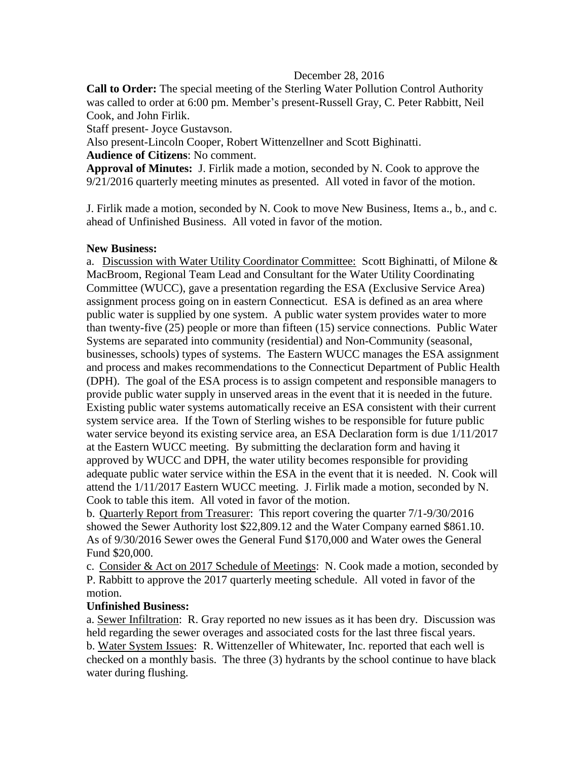December 28, 2016

**Call to Order:** The special meeting of the Sterling Water Pollution Control Authority was called to order at 6:00 pm. Member's present-Russell Gray, C. Peter Rabbitt, Neil Cook, and John Firlik.

Staff present- Joyce Gustavson.

Also present-Lincoln Cooper, Robert Wittenzellner and Scott Bighinatti.

**Audience of Citizens**: No comment.

**Approval of Minutes:** J. Firlik made a motion, seconded by N. Cook to approve the 9/21/2016 quarterly meeting minutes as presented. All voted in favor of the motion.

J. Firlik made a motion, seconded by N. Cook to move New Business, Items a., b., and c. ahead of Unfinished Business. All voted in favor of the motion.

**New Business:**

a. <u>Discussion with Water Utility Coordinator Committee:</u> Scott Bighinatti, of Milone & MacBroom, Regional Team Lead and Consultant for the Water Utility Coordinating Committee (WUCC), gave a presentation regarding the ESA (Exclusive Service Area) assignment process going on in eastern Connecticut. ESA is defined as an area where public water is supplied by one system. A public water system provides water to more than twenty-five (25) people or more than fifteen (15) service connections. Public Water Systems are separated into community (residential) and Non-Community (seasonal, businesses, schools) types of systems. The Eastern WUCC manages the ESA assignment and process and makes recommendations to the Connecticut Department of Public Health (DPH). The goal of the ESA process is to assign competent and responsible managers to provide public water supply in unserved areas in the event that it is needed in the future. Existing public water systems automatically receive an ESA consistent with their current system service area. If the Town of Sterling wishes to be responsible for future public water service beyond its existing service area, an ESA Declaration form is due 1/11/2017 at the Eastern WUCC meeting. By submitting the declaration form and having it approved by WUCC and DPH, the water utility becomes responsible for providing adequate public water service within the ESA in the event that it is needed. N. Cook will attend the 1/11/2017 Eastern WUCC meeting. J. Firlik made a motion, seconded by N. Cook to table this item. All voted in favor of the motion.

b. <u>Quarterly Report from Treasurer</u>: This report covering the quarter 7/1-9/30/2016 showed the Sewer Authority lost $22,809.12 and the Water Company earned $861.10. As of 9/30/2016 Sewer owes the General Fund $170,000 and Water owes the General Fund $20,000.

c. <u>Consider & Act on 2017 Schedule of Meetings</u>: N. Cook made a motion, seconded by P. Rabbitt to approve the 2017 quarterly meeting schedule. All voted in favor of the motion.

**Unfinished Business:**

a. <u>Sewer Infiltration</u>: R. Gray reported no new issues as it has been dry. Discussion was held regarding the sewer overages and associated costs for the last three fiscal years.

b. <u>Water System Issues</u>: R. Wittenzeller of Whitewater, Inc. reported that each well is checked on a monthly basis. The three (3) hydrants by the school continue to have black water during flushing.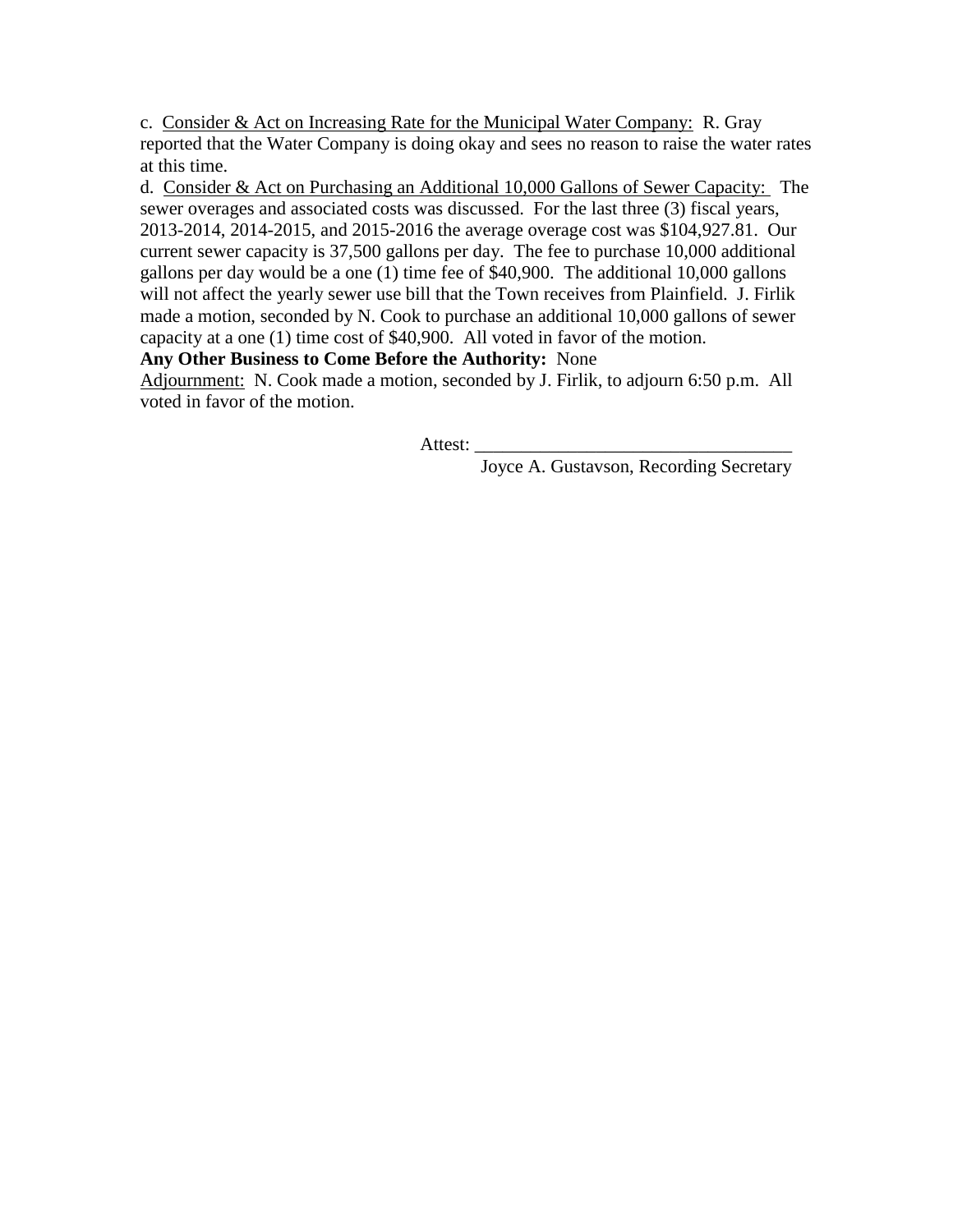c. <u>Consider & Act on Increasing Rate for the Municipal Water Company:</u> R. Gray reported that the Water Company is doing okay and sees no reason to raise the water rates at this time.

d. <u>Consider & Act on Purchasing an Additional 10,000 Gallons of Sewer Capacity:</u> The sewer overages and associated costs was discussed. For the last three (3) fiscal years, 2013-2014, 2014-2015, and 2015-2016 the average overage cost was $104,927.81. Our current sewer capacity is 37,500 gallons per day. The fee to purchase 10,000 additional gallons per day would be a one (1) time fee of $40,900. The additional 10,000 gallons will not affect the yearly sewer use bill that the Town receives from Plainfield. J. Firlik made a motion, seconded by N. Cook to purchase an additional 10,000 gallons of sewer capacity at a one (1) time cost of $40,900. All voted in favor of the motion.

**Any Other Business to Come Before the Authority:** None

<u>Adjournment:</u> N. Cook made a motion, seconded by J. Firlik, to adjourn 6:50 p.m. All voted in favor of the motion.

Attest: ___________________________________

Joyce A. Gustavson, Recording Secretary